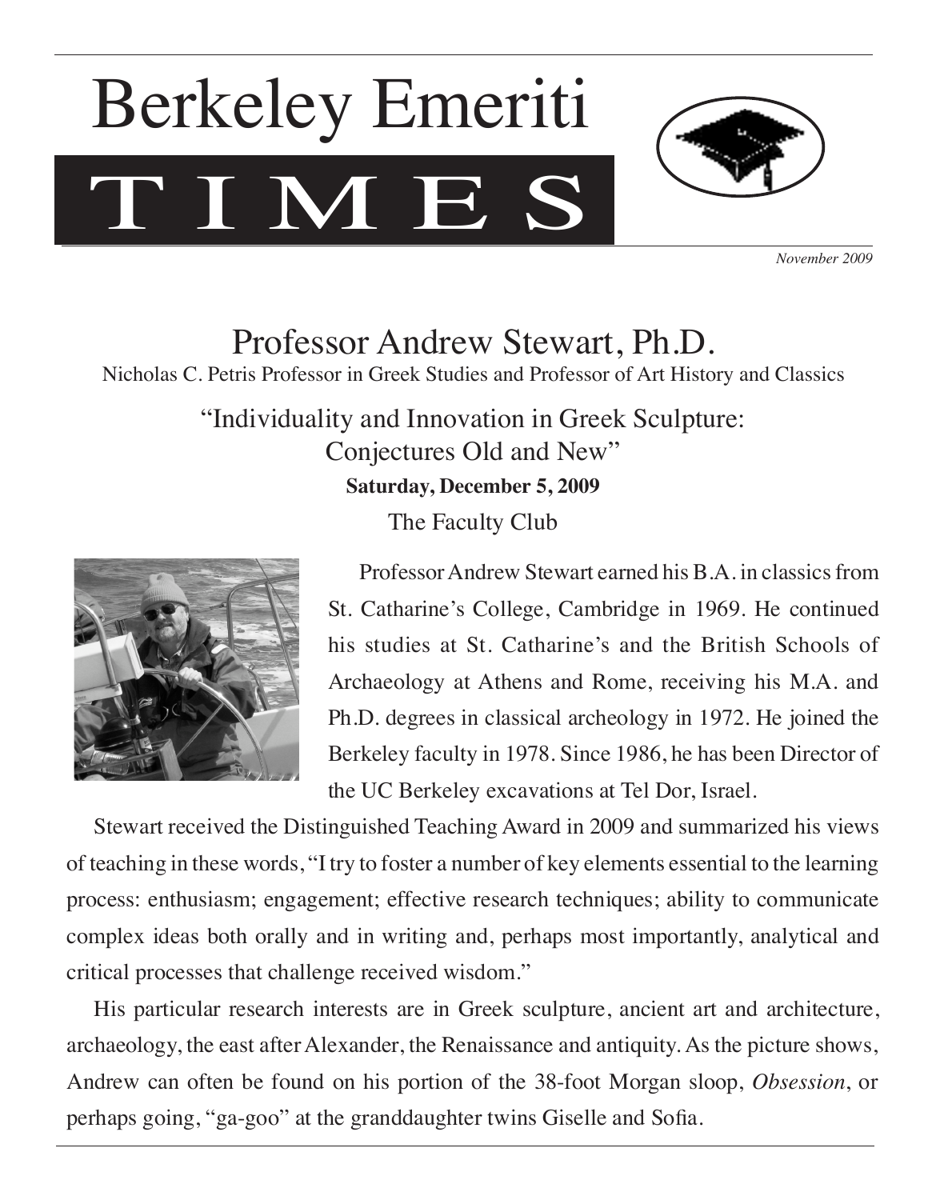# Berkeley Emeriti TIMES

*November 2009*

## Professor Andrew Stewart, Ph.D.

Nicholas C. Petris Professor in Greek Studies and Professor of Art History and Classics

### "Individuality and Innovation in Greek Sculpture: Conjectures Old and New"

**Saturday, December 5, 2009**

The Faculty Club

Professor Andrew Stewart earned his B.A. in classics from St. Catharine's College, Cambridge in 1969. He continued his studies at St. Catharine's and the British Schools of Archaeology at Athens and Rome, receiving his M.A. and Ph.D. degrees in classical archeology in 1972. He joined the Berkeley faculty in 1978. Since 1986, he has been Director of the UC Berkeley excavations at Tel Dor, Israel.

Stewart received the Distinguished Teaching Award in 2009 and summarized his views of teaching in these words, "I try to foster a number of key elements essential to the learning process: enthusiasm; engagement; effective research techniques; ability to communicate complex ideas both orally and in writing and, perhaps most importantly, analytical and critical processes that challenge received wisdom."

His particular research interests are in Greek sculpture, ancient art and architecture, archaeology, the east after Alexander, the Renaissance and antiquity. As the picture shows, Andrew can often be found on his portion of the 38-foot Morgan sloop, *Obsession*, or perhaps going, "ga-goo" at the granddaughter twins Giselle and Sofia.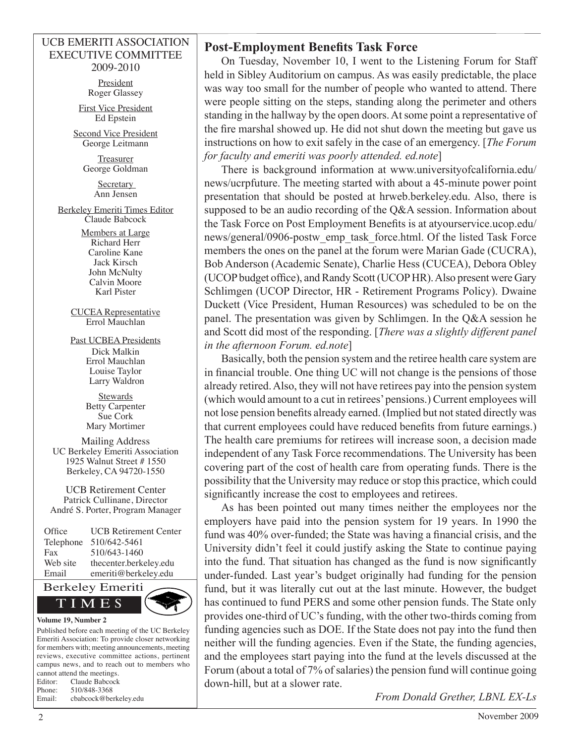UCB EMERITI ASSOCIATION
EXECUTIVE COMMITTEE
2009-2010

President
Roger Glassey

First Vice President
Ed Epstein

Second Vice President
George Leitmann

Treasurer
George Goldman

Secretary
Ann Jensen

Berkeley Emeriti Times Editor
Claude Babcock

Members at Large
Richard Herr
Caroline Kane
Jack Kirsch
John McNulty
Calvin Moore
Karl Pister

CUCEA Representative
Errol Mauchlan

Past UCBEA Presidents
Dick Malkin
Errol Mauchlan
Louise Taylor
Larry Waldron

Stewards
Betty Carpenter
Sue Cork
Mary Mortimer

Mailing Address
UC Berkeley Emeriti Association
1925 Walnut Street # 1550
Berkeley, CA 94720-1550

UCB Retirement Center
Patrick Cullinane, Director
André S. Porter, Program Manager

| | |
|---|---|
| Office | UCB Retirement Center |
| Telephone | 510/642-5461 |
| Fax | 510/643-1460 |
| Web site | thecenter.berkeley.edu |
| Email | emeriti@berkeley.edu |

Berkeley Emeriti TIMES

**Volume 19, Number 2**

Published before each meeting of the UC Berkeley Emeriti Association: To provide closer networking for members with; meeting announcements, meeting reviews, executive committee actions, pertinent campus news, and to reach out to members who cannot attend the meetings.
Editor: Claude Babcock
Phone: 510/848-3368
Email: cbabcock@berkeley.edu

## Post-Employment Benefits Task Force

On Tuesday, November 10, I went to the Listening Forum for Staff held in Sibley Auditorium on campus. As was easily predictable, the place was way too small for the number of people who wanted to attend. There were people sitting on the steps, standing along the perimeter and others standing in the hallway by the open doors. At some point a representative of the fire marshal showed up. He did not shut down the meeting but gave us instructions on how to exit safely in the case of an emergency. [*The Forum for faculty and emeriti was poorly attended. ed.note*]

There is background information at www.universityofcalifornia.edu/news/ucrpfuture. The meeting started with about a 45-minute power point presentation that should be posted at hrweb.berkeley.edu. Also, there is supposed to be an audio recording of the Q&A session. Information about the Task Force on Post Employment Benefits is at atyourservice.ucop.edu/news/general/0906-postw_emp_task_force.html. Of the listed Task Force members the ones on the panel at the forum were Marian Gade (CUCRA), Bob Anderson (Academic Senate), Charlie Hess (CUCEA), Debora Obley (UCOP budget office), and Randy Scott (UCOP HR). Also present were Gary Schlimgen (UCOP Director, HR - Retirement Programs Policy). Dwaine Duckett (Vice President, Human Resources) was scheduled to be on the panel. The presentation was given by Schlimgen. In the Q&A session he and Scott did most of the responding. [*There was a slightly different panel in the afternoon Forum. ed.note*]

Basically, both the pension system and the retiree health care system are in financial trouble. One thing UC will not change is the pensions of those already retired. Also, they will not have retirees pay into the pension system (which would amount to a cut in retirees' pensions.) Current employees will not lose pension benefits already earned. (Implied but not stated directly was that current employees could have reduced benefits from future earnings.) The health care premiums for retirees will increase soon, a decision made independent of any Task Force recommendations. The University has been covering part of the cost of health care from operating funds. There is the possibility that the University may reduce or stop this practice, which could significantly increase the cost to employees and retirees.

As has been pointed out many times neither the employees nor the employers have paid into the pension system for 19 years. In 1990 the fund was 40% over-funded; the State was having a financial crisis, and the University didn't feel it could justify asking the State to continue paying into the fund. That situation has changed as the fund is now significantly under-funded. Last year's budget originally had funding for the pension fund, but it was literally cut out at the last minute. However, the budget has continued to fund PERS and some other pension funds. The State only provides one-third of UC's funding, with the other two-thirds coming from funding agencies such as DOE. If the State does not pay into the fund then neither will the funding agencies. Even if the State, the funding agencies, and the employees start paying into the fund at the levels discussed at the Forum (about a total of 7% of salaries) the pension fund will continue going down-hill, but at a slower rate.

*From Donald Grether, LBNL EX-Ls*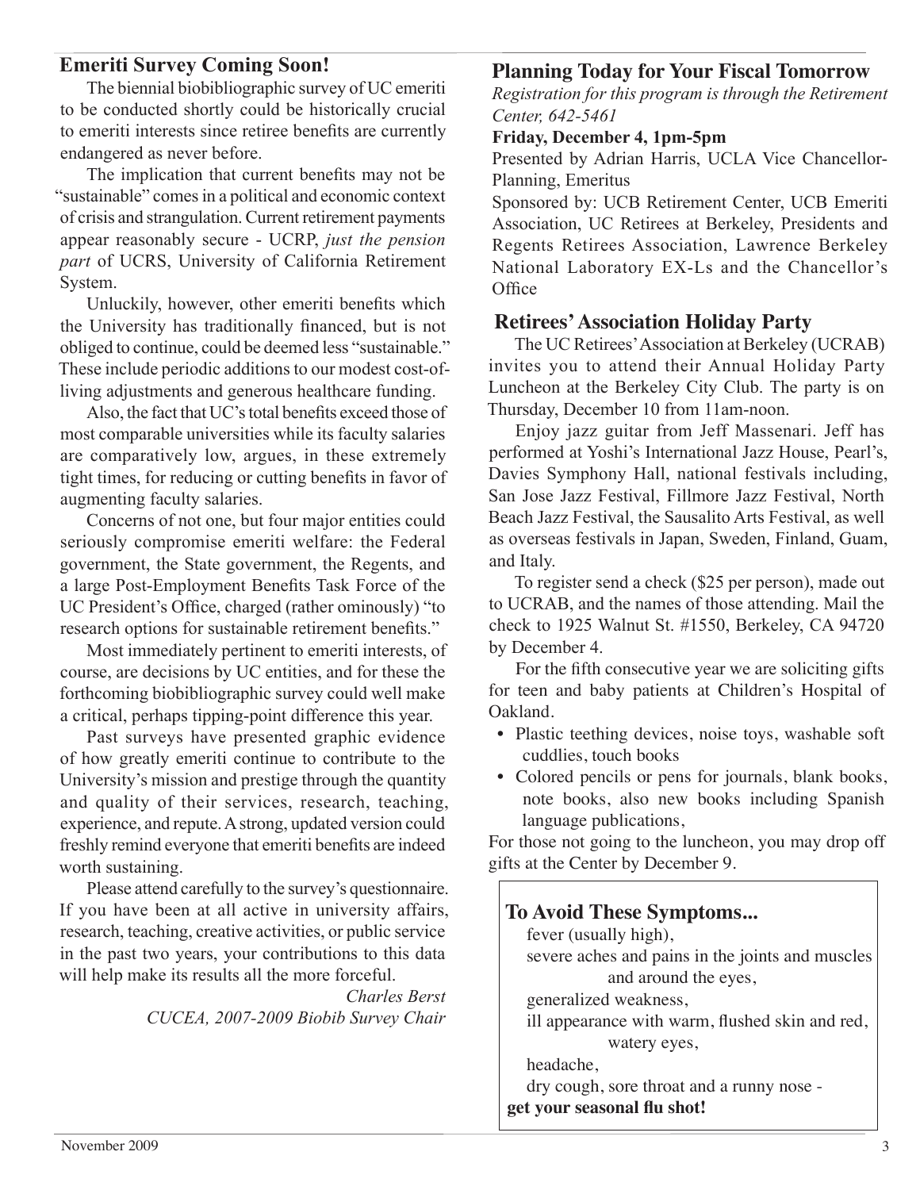## Emeriti Survey Coming Soon!

The biennial biobibliographic survey of UC emeriti to be conducted shortly could be historically crucial to emeriti interests since retiree benefits are currently endangered as never before.

The implication that current benefits may not be "sustainable" comes in a political and economic context of crisis and strangulation. Current retirement payments appear reasonably secure - UCRP, *just the pension part* of UCRS, University of California Retirement System.

Unluckily, however, other emeriti benefits which the University has traditionally financed, but is not obliged to continue, could be deemed less "sustainable." These include periodic additions to our modest cost-of-living adjustments and generous healthcare funding.

Also, the fact that UC's total benefits exceed those of most comparable universities while its faculty salaries are comparatively low, argues, in these extremely tight times, for reducing or cutting benefits in favor of augmenting faculty salaries.

Concerns of not one, but four major entities could seriously compromise emeriti welfare: the Federal government, the State government, the Regents, and a large Post-Employment Benefits Task Force of the UC President's Office, charged (rather ominously) "to research options for sustainable retirement benefits."

Most immediately pertinent to emeriti interests, of course, are decisions by UC entities, and for these the forthcoming biobibliographic survey could well make a critical, perhaps tipping-point difference this year.

Past surveys have presented graphic evidence of how greatly emeriti continue to contribute to the University's mission and prestige through the quantity and quality of their services, research, teaching, experience, and repute. A strong, updated version could freshly remind everyone that emeriti benefits are indeed worth sustaining.

Please attend carefully to the survey's questionnaire. If you have been at all active in university affairs, research, teaching, creative activities, or public service in the past two years, your contributions to this data will help make its results all the more forceful.

*Charles Berst*
*CUCEA, 2007-2009 Biobib Survey Chair*

## Planning Today for Your Fiscal Tomorrow

*Registration for this program is through the Retirement Center, 642-5461*

**Friday, December 4, 1pm-5pm**

Presented by Adrian Harris, UCLA Vice Chancellor-Planning, Emeritus

Sponsored by: UCB Retirement Center, UCB Emeriti Association, UC Retirees at Berkeley, Presidents and Regents Retirees Association, Lawrence Berkeley National Laboratory EX-Ls and the Chancellor's Office

## Retirees' Association Holiday Party

The UC Retirees' Association at Berkeley (UCRAB) invites you to attend their Annual Holiday Party Luncheon at the Berkeley City Club. The party is on Thursday, December 10 from 11am-noon.

Enjoy jazz guitar from Jeff Massenari. Jeff has performed at Yoshi's International Jazz House, Pearl's, Davies Symphony Hall, national festivals including, San Jose Jazz Festival, Fillmore Jazz Festival, North Beach Jazz Festival, the Sausalito Arts Festival, as well as overseas festivals in Japan, Sweden, Finland, Guam, and Italy.

To register send a check ($25 per person), made out to UCRAB, and the names of those attending. Mail the check to 1925 Walnut St. #1550, Berkeley, CA 94720 by December 4.

For the fifth consecutive year we are soliciting gifts for teen and baby patients at Children's Hospital of Oakland.

- Plastic teething devices, noise toys, washable soft cuddlies, touch books
- Colored pencils or pens for journals, blank books, note books, also new books including Spanish language publications,

For those not going to the luncheon, you may drop off gifts at the Center by December 9.

## To Avoid These Symptoms...

fever (usually high),
severe aches and pains in the joints and muscles and around the eyes,
generalized weakness,
ill appearance with warm, flushed skin and red, watery eyes,
headache,
dry cough, sore throat and a runny nose -

**get your seasonal flu shot!**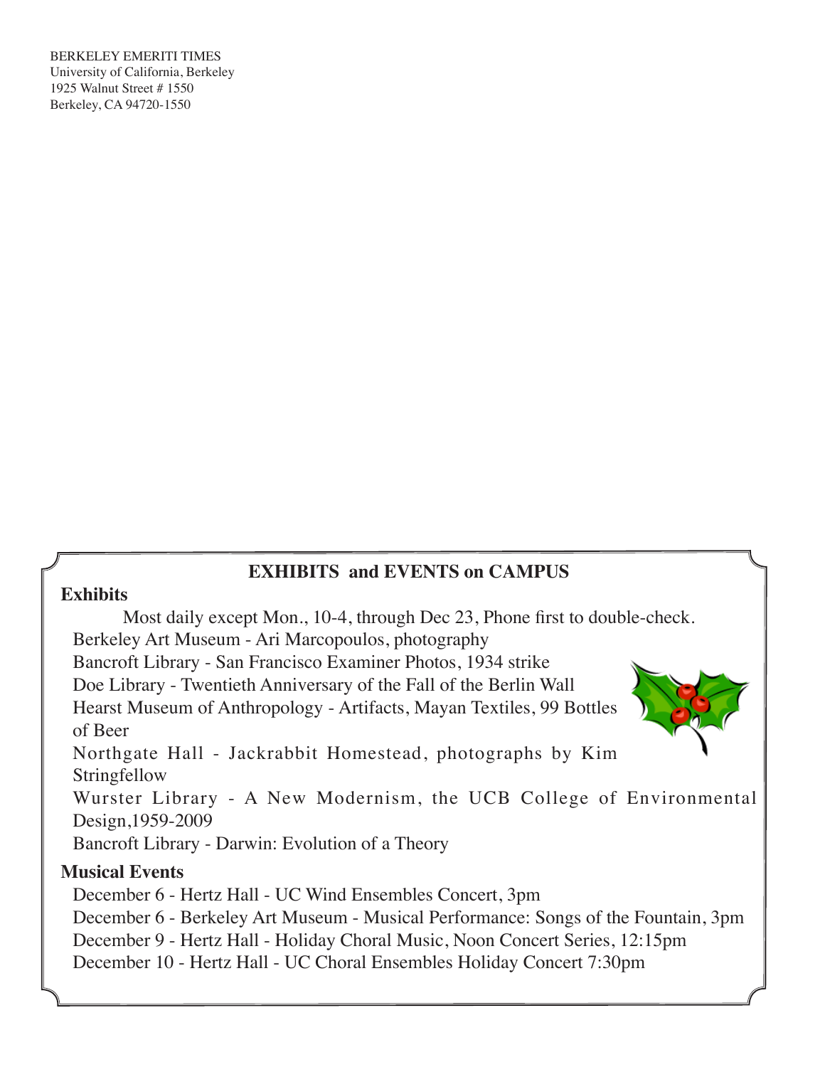BERKELEY EMERITI TIMES
University of California, Berkeley
1925 Walnut Street # 1550
Berkeley, CA 94720-1550

## EXHIBITS and EVENTS on CAMPUS

### Exhibits

Most daily except Mon., 10-4, through Dec 23, Phone first to double-check.

Berkeley Art Museum - Ari Marcopoulos, photography
Bancroft Library - San Francisco Examiner Photos, 1934 strike
Doe Library - Twentieth Anniversary of the Fall of the Berlin Wall
Hearst Museum of Anthropology - Artifacts, Mayan Textiles, 99 Bottles of Beer
Northgate Hall - Jackrabbit Homestead, photographs by Kim Stringfellow
Wurster Library - A New Modernism, the UCB College of Environmental Design,1959-2009
Bancroft Library - Darwin: Evolution of a Theory

### Musical Events

December 6 - Hertz Hall - UC Wind Ensembles Concert, 3pm
December 6 - Berkeley Art Museum - Musical Performance: Songs of the Fountain, 3pm
December 9 - Hertz Hall - Holiday Choral Music, Noon Concert Series, 12:15pm
December 10 - Hertz Hall - UC Choral Ensembles Holiday Concert 7:30pm